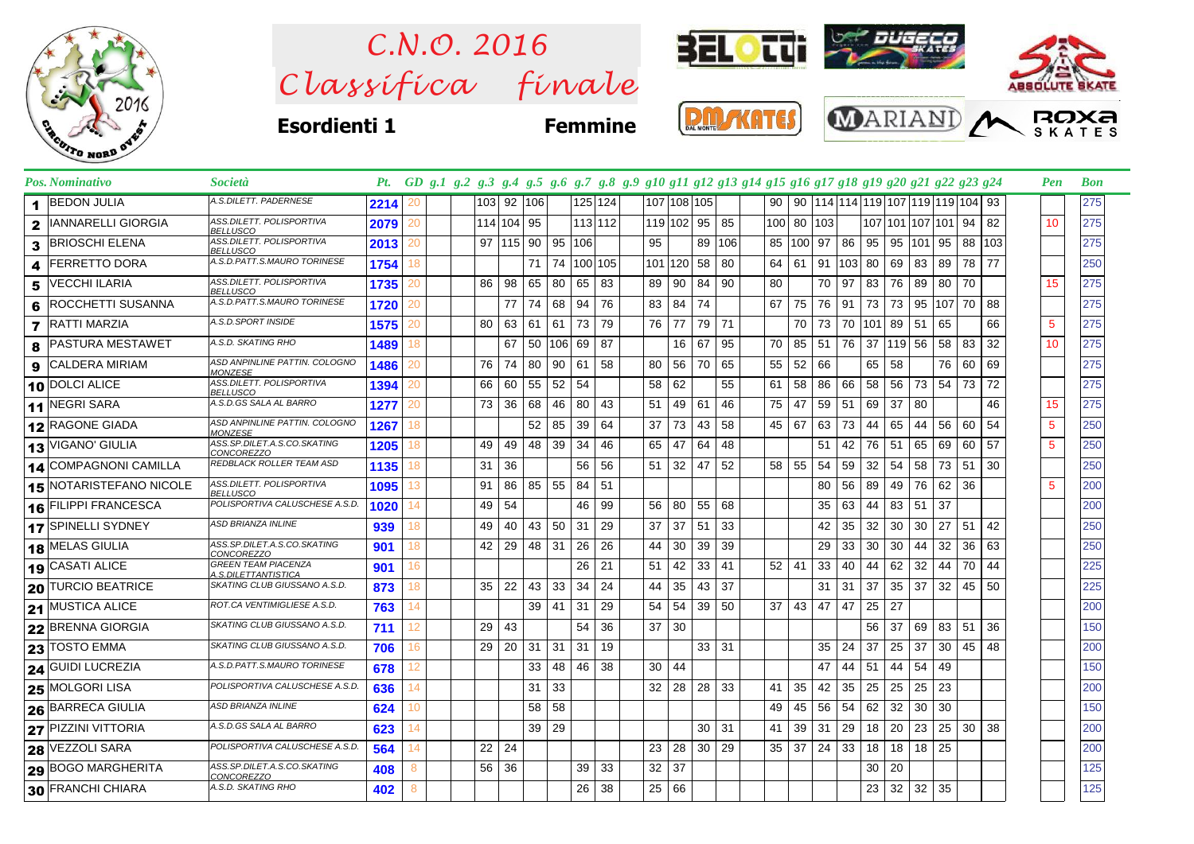# C.N.O. 2016
# Classifica finale

**Esordienti 1** **Femmine**

| Pos. | Nominativo | Società | Pt. | GD | g.1 | g.2 | g.3 | g.4 | g.5 | g.6 | g.7 | g.8 | g.9 | g.10 | g.11 | g.12 | g.13 | g.14 | g.15 | g.16 | g.17 | g.18 | g.19 | g.20 | g.21 | g.22 | g.23 | g.24 | Pen | Bon |
|---|---|---|---|---|---|---|---|---|---|---|---|---|---|---|---|---|---|---|---|---|---|---|---|---|---|---|---|---|---|---|
| 1 | BEDON JULIA | A.S.DILETT. PADERNESE | 2214 | 20 | | | 103 | 92 | 106 | | 125 | 124 | | 107 | 108 | 105 | | | 90 | 90 | 114 | 114 | 119 | 107 | 119 | 119 | 104 | 93 | | 275 |
| 2 | IANNARELLI GIORGIA | ASS.DILETT. POLISPORTIVA BELLUSCO | 2079 | 20 | | | 114 | 104 | 95 | | 113 | 112 | | 119 | 102 | 95 | 85 | | 100 | 80 | 103 | | 107 | 101 | 107 | 101 | 94 | 82 | 10 | 275 |
| 3 | BRIOSCHI ELENA | ASS.DILETT. POLISPORTIVA BELLUSCO | 2013 | 20 | | | 97 | 115 | 90 | 95 | 106 | | | 95 | | 89 | 106 | | 85 | 100 | 97 | 86 | 95 | 95 | 101 | 95 | 88 | 103 | | 275 |
| 4 | FERRETTO DORA | A.S.D.PATT.S.MAURO TORINESE | 1754 | 18 | | | | | 71 | 74 | 100 | 105 | | 101 | 120 | 58 | 80 | | 64 | 61 | 91 | 103 | 80 | 69 | 83 | 89 | 78 | 77 | | 250 |
| 5 | VECCHI ILARIA | ASS.DILETT. POLISPORTIVA BELLUSCO | 1735 | 20 | | | 86 | 98 | 65 | 80 | 65 | 83 | | 89 | 90 | 84 | 90 | | 80 | | 70 | 97 | 83 | 76 | 89 | 80 | 70 | | 15 | 275 |
| 6 | ROCCHETTI SUSANNA | A.S.D.PATT.S.MAURO TORINESE | 1720 | 20 | | | | 77 | 74 | 68 | 94 | 76 | | 83 | 84 | 74 | | | 67 | 75 | 76 | 91 | 73 | 73 | 95 | 107 | 70 | 88 | | 275 |
| 7 | RATTI MARZIA | A.S.D.SPORT INSIDE | 1575 | 20 | | | 80 | 63 | 61 | 61 | 73 | 79 | | 76 | 77 | 79 | 71 | | | 70 | 73 | 70 | 101 | 89 | 51 | 65 | | 66 | 5 | 275 |
| 8 | PASTURA MESTAWET | A.S.D. SKATING RHO | 1489 | 18 | | | | 67 | 50 | 106 | 69 | 87 | | | 16 | 67 | 95 | | 70 | 85 | 51 | 76 | 37 | 119 | 56 | 58 | 83 | 32 | 10 | 275 |
| 9 | CALDERA MIRIAM | ASD ANPINLINE PATTIN. COLOGNO MONZESE | 1486 | 20 | | | 76 | 74 | 80 | 90 | 61 | 58 | | 80 | 56 | 70 | 65 | | 55 | 52 | 66 | | 65 | 58 | | 76 | 60 | 69 | | 275 |
| 10 | DOLCI ALICE | ASS.DILETT. POLISPORTIVA BELLUSCO | 1394 | 20 | | | 66 | 60 | 55 | 52 | 54 | | | 58 | 62 | | 55 | | 61 | 58 | 86 | 66 | 58 | 56 | 73 | 54 | 73 | 72 | | 275 |
| 11 | NEGRI SARA | A.S.D.GS SALA AL BARRO | 1277 | 20 | | | 73 | 36 | 68 | 46 | 80 | 43 | | 51 | 49 | 61 | 46 | | 75 | 47 | 59 | 51 | 69 | 37 | 80 | | | 46 | 15 | 275 |
| 12 | RAGONE GIADA | ASD ANPINLINE PATTIN. COLOGNO MONZESE | 1267 | 18 | | | | | 52 | 85 | 39 | 64 | | 37 | 73 | 43 | 58 | | 45 | 67 | 63 | 73 | 44 | 65 | 44 | 56 | 60 | 54 | 5 | 250 |
| 13 | VIGANO' GIULIA | ASS.SP.DILET.A.S.CO.SKATING CONCOREZZO | 1205 | 18 | | | 49 | 49 | 48 | 39 | 34 | 46 | | 65 | 47 | 64 | 48 | | | | 51 | 42 | 76 | 51 | 65 | 69 | 60 | 57 | 5 | 250 |
| 14 | COMPAGNONI CAMILLA | REDBLACK ROLLER TEAM ASD | 1135 | 18 | | | 31 | 36 | | | 56 | 56 | | 51 | 32 | 47 | 52 | | 58 | 55 | 54 | 59 | 32 | 54 | 58 | 73 | 51 | 30 | | 250 |
| 15 | NOTARISTEFANO NICOLE | ASS.DILETT. POLISPORTIVA BELLUSCO | 1095 | 13 | | | 91 | 86 | 85 | 55 | 84 | 51 | | | | | | | | | 80 | 56 | 89 | 49 | 76 | 62 | 36 | | 5 | 200 |
| 16 | FILIPPI FRANCESCA | POLISPORTIVA CALUSCHESE A.S.D. | 1020 | 14 | | | 49 | 54 | | | 46 | 99 | | 56 | 80 | 55 | 68 | | | | 35 | 63 | 44 | 83 | 51 | 37 | | | | 200 |
| 17 | SPINELLI SYDNEY | ASD BRIANZA INLINE | 939 | 18 | | | 49 | 40 | 43 | 50 | 31 | 29 | | 37 | 37 | 51 | 33 | | | | 42 | 35 | 32 | 30 | 30 | 27 | 51 | 42 | | 250 |
| 18 | MELAS GIULIA | ASS.SP.DILET.A.S.CO.SKATING CONCOREZZO | 901 | 18 | | | 42 | 29 | 48 | 31 | 26 | 26 | | 44 | 30 | 39 | 39 | | | | 29 | 33 | 30 | 30 | 44 | 32 | 36 | 63 | | 250 |
| 19 | CASATI ALICE | GREEN TEAM PIACENZA A.S.DILETTANTISTICA | 901 | 16 | | | | | | | 26 | 21 | | 51 | 42 | 33 | 41 | | 52 | 41 | 33 | 40 | 44 | 62 | 32 | 44 | 70 | 44 | | 225 |
| 20 | TURCIO BEATRICE | SKATING CLUB GIUSSANO A.S.D. | 873 | 18 | | | 35 | 22 | 43 | 33 | 34 | 24 | | 44 | 35 | 43 | 37 | | | | 31 | 31 | 37 | 35 | 37 | 32 | 45 | 50 | | 225 |
| 21 | MUSTICA ALICE | ROT.CA VENTIMIGLIESE A.S.D. | 763 | 14 | | | | | 39 | 41 | 31 | 29 | | 54 | 54 | 39 | 50 | | 37 | 43 | 47 | 47 | 25 | 27 | | | | | | 200 |
| 22 | BRENNA GIORGIA | SKATING CLUB GIUSSANO A.S.D. | 711 | 12 | | | 29 | 43 | | | 54 | 36 | | 37 | 30 | | | | | | | | 56 | 37 | 69 | 83 | 51 | 36 | | 150 |
| 23 | TOSTO EMMA | SKATING CLUB GIUSSANO A.S.D. | 706 | 16 | | | 29 | 20 | 31 | 31 | 31 | 19 | | | | 33 | 31 | | | | 35 | 24 | 37 | 25 | 37 | 30 | 45 | 48 | | 200 |
| 24 | GUIDI LUCREZIA | A.S.D.PATT.S.MAURO TORINESE | 678 | 12 | | | | | 33 | 48 | 46 | 38 | | 30 | 44 | | | | | | 47 | 44 | 51 | 44 | 54 | 49 | | | | 150 |
| 25 | MOLGORI LISA | POLISPORTIVA CALUSCHESE A.S.D. | 636 | 14 | | | | | 31 | 33 | | | | 32 | 28 | 28 | 33 | | 41 | 35 | 42 | 35 | 25 | 25 | 25 | 23 | | | | 200 |
| 26 | BARRECA GIULIA | ASD BRIANZA INLINE | 624 | 10 | | | | | 58 | 58 | | | | | | | | | 49 | 45 | 56 | 54 | 62 | 32 | 30 | 30 | | | | 150 |
| 27 | PIZZINI VITTORIA | A.S.D.GS SALA AL BARRO | 623 | 14 | | | | | 39 | 29 | | | | | | 30 | 31 | | 41 | 39 | 31 | 29 | 18 | 20 | 23 | 25 | 30 | 38 | | 200 |
| 28 | VEZZOLI SARA | POLISPORTIVA CALUSCHESE A.S.D. | 564 | 14 | | | 22 | 24 | | | | | | 23 | 28 | 30 | 29 | | 35 | 37 | 24 | 33 | 18 | 18 | 18 | 25 | | | | 200 |
| 29 | BOGO MARGHERITA | ASS.SP.DILET.A.S.CO.SKATING CONCOREZZO | 408 | 8 | | | 56 | 36 | | | 39 | 33 | | 32 | 37 | | | | | | | | 30 | 20 | | | | | | 125 |
| 30 | FRANCHI CHIARA | A.S.D. SKATING RHO | 402 | 8 | | | | | | | 26 | 38 | | 25 | 66 | | | | | | | | 23 | 32 | 32 | 35 | | | | 125 |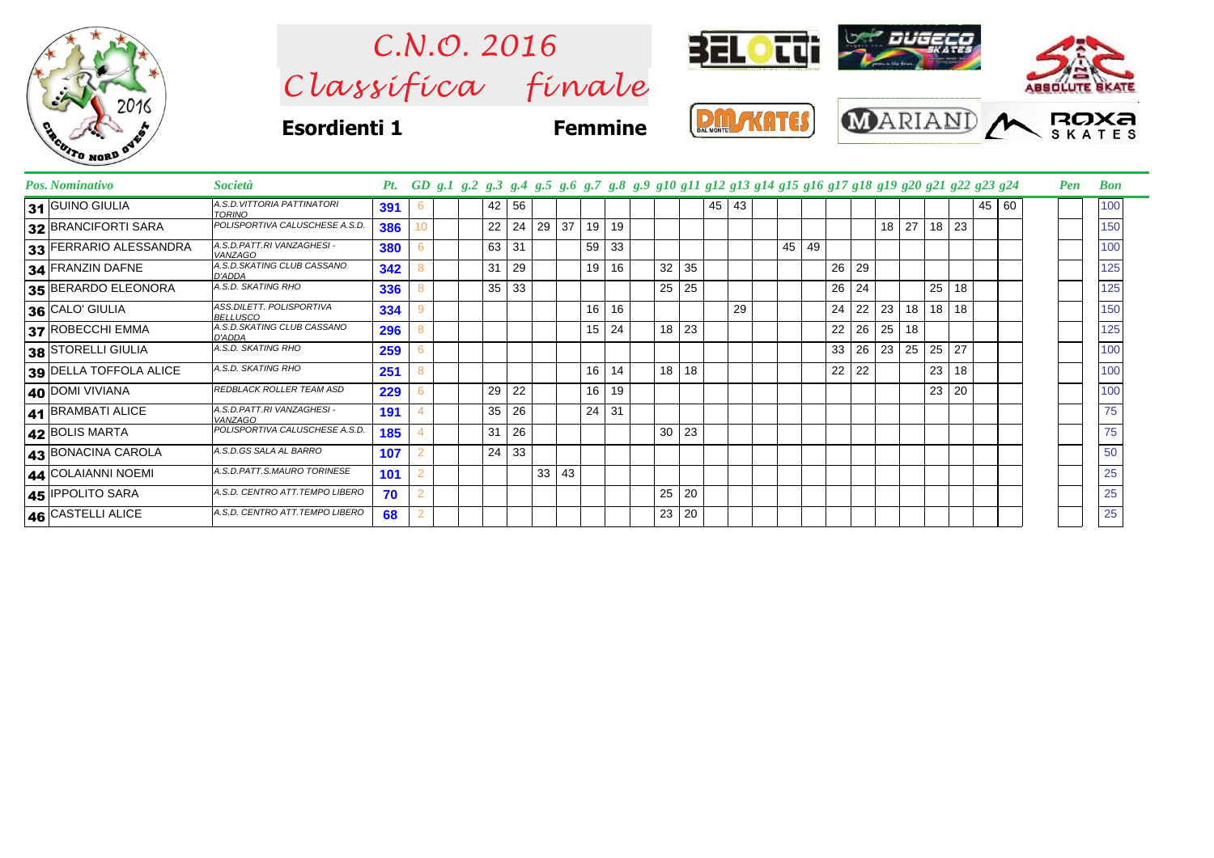# C.N.O. 2016
# Classifica finale

**Esordienti 1** **Femmine**

| Pos. | Nominativo | Società | Pt. | GD | g.1 | g.2 | g.3 | g.4 | g.5 | g.6 | g.7 | g.8 | g.9 | g.10 | g.11 | g.12 | g.13 | g.14 | g.15 | g.16 | g.17 | g.18 | g.19 | g.20 | g.21 | g.22 | g.23 | g.24 | Pen | Bon |
|---|---|---|---|---|---|---|---|---|---|---|---|---|---|---|---|---|---|---|---|---|---|---|---|---|---|---|---|---|---|---|
| 31 | GUINO GIULIA | A.S.D.VITTORIA PATTINATORI TORINO | 391 | 6 | | | 42 | 56 | | | | | | | | 45 | 43 | | | | | | | | | | 45 | 60 | | 100 |
| 32 | BRANCIFORTI SARA | POLISPORTIVA CALUSCHESE A.S.D. | 386 | 10 | | | 22 | 24 | 29 | 37 | 19 | 19 | | | | | | | | | | | 18 | 27 | 18 | 23 | | | | 150 |
| 33 | FERRARIO ALESSANDRA | A.S.D.PATT.RI VANZAGHESI - VANZAGO | 380 | 6 | | | 63 | 31 | | | 59 | 33 | | | | | | | 45 | 49 | | | | | | | | | | 100 |
| 34 | FRANZIN DAFNE | A.S.D.SKATING CLUB CASSANO D'ADDA | 342 | 8 | | | 31 | 29 | | | 19 | 16 | | 32 | 35 | | | | | | 26 | 29 | | | | | | | | 125 |
| 35 | BERARDO ELEONORA | A.S.D. SKATING RHO | 336 | 8 | | | 35 | 33 | | | | | | 25 | 25 | | | | | | 26 | 24 | | | 25 | 18 | | | | 125 |
| 36 | CALO' GIULIA | ASS.DILETT. POLISPORTIVA BELLUSCO | 334 | 9 | | | | | | | 16 | 16 | | | | | 29 | | | | 24 | 22 | 23 | 18 | 18 | 18 | | | | 150 |
| 37 | ROBECCHI EMMA | A.S.D.SKATING CLUB CASSANO D'ADDA | 296 | 8 | | | | | | | 15 | 24 | | 18 | 23 | | | | | | 22 | 26 | 25 | 18 | | | | | | 125 |
| 38 | STORELLI GIULIA | A.S.D. SKATING RHO | 259 | 6 | | | | | | | | | | | | | | | | | 33 | 26 | 23 | 25 | 25 | 27 | | | | 100 |
| 39 | DELLA TOFFOLA ALICE | A.S.D. SKATING RHO | 251 | 8 | | | | | | | 16 | 14 | | 18 | 18 | | | | | | 22 | 22 | | | 23 | 18 | | | | 100 |
| 40 | DOMI VIVIANA | REDBLACK ROLLER TEAM ASD | 229 | 6 | | | 29 | 22 | | | 16 | 19 | | | | | | | | | | | | | 23 | 20 | | | | 100 |
| 41 | BRAMBATI ALICE | A.S.D.PATT.RI VANZAGHESI - VANZAGO | 191 | 4 | | | 35 | 26 | | | 24 | 31 | | | | | | | | | | | | | | | | | | 75 |
| 42 | BOLIS MARTA | POLISPORTIVA CALUSCHESE A.S.D. | 185 | 4 | | | 31 | 26 | | | | | | 30 | 23 | | | | | | | | | | | | | | | 75 |
| 43 | BONACINA CAROLA | A.S.D.GS SALA AL BARRO | 107 | 2 | | | 24 | 33 | | | | | | | | | | | | | | | | | | | | | | 50 |
| 44 | COLAIANNI NOEMI | A.S.D.PATT.S.MAURO TORINESE | 101 | 2 | | | | | 33 | 43 | | | | | | | | | | | | | | | | | | | | 25 |
| 45 | IPPOLITO SARA | A.S.D. CENTRO ATT.TEMPO LIBERO | 70 | 2 | | | | | | | | | | 25 | 20 | | | | | | | | | | | | | | | 25 |
| 46 | CASTELLI ALICE | A.S.D. CENTRO ATT.TEMPO LIBERO | 68 | 2 | | | | | | | | | | 23 | 20 | | | | | | | | | | | | | | | 25 |